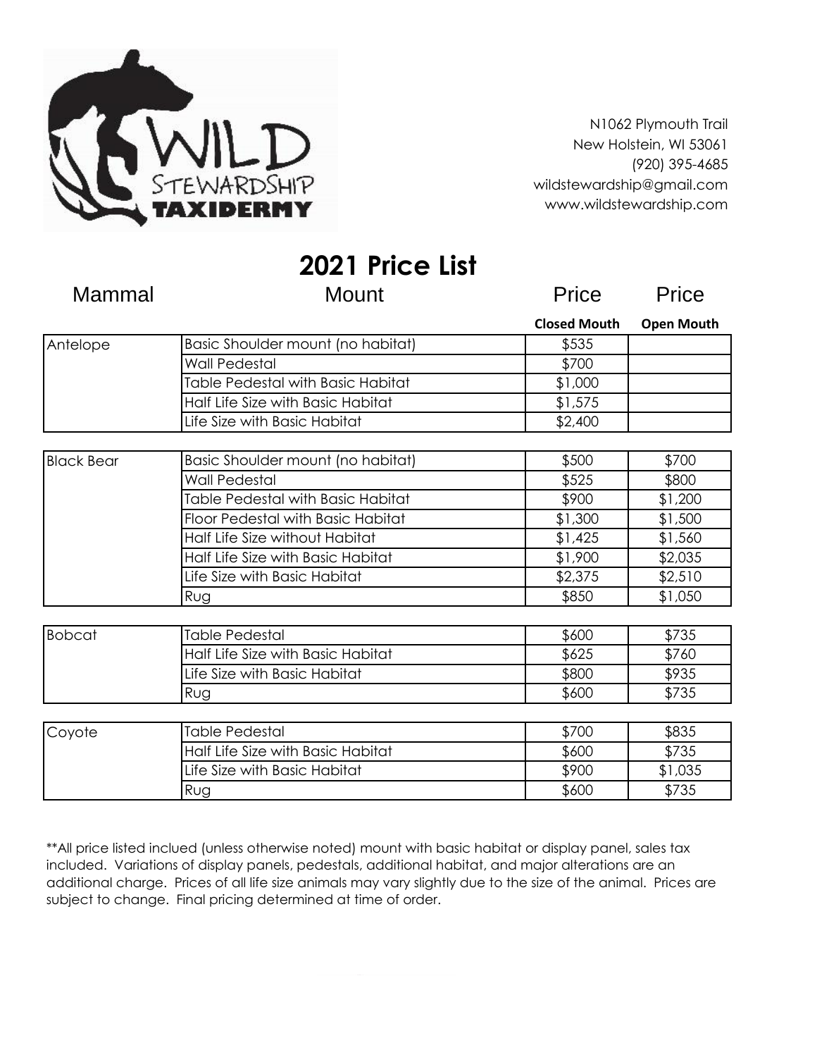WILD STEWARDSHIP TAXIDERMY

N1062 Plymouth Trail
New Holstein, WI 53061
(920) 395-4685
wildstewardship@gmail.com
www.wildstewardship.com

# 2021 Price List

| Mammal | Mount | Price Closed Mouth | Price Open Mouth |
|---|---|---|---|
| Antelope | Basic Shoulder mount (no habitat) | $535 | |
| | Wall Pedestal | $700 | |
| | Table Pedestal with Basic Habitat | $1,000 | |
| | Half Life Size with Basic Habitat | $1,575 | |
| | Life Size with Basic Habitat | $2,400 | |
| Black Bear | Basic Shoulder mount (no habitat) | $500 | $700 |
| | Wall Pedestal | $525 | $800 |
| | Table Pedestal with Basic Habitat | $900 | $1,200 |
| | Floor Pedestal with Basic Habitat | $1,300 | $1,500 |
| | Half Life Size without Habitat | $1,425 | $1,560 |
| | Half Life Size with Basic Habitat | $1,900 | $2,035 |
| | Life Size with Basic Habitat | $2,375 | $2,510 |
| | Rug | $850 | $1,050 |
| Bobcat | Table Pedestal | $600 | $735 |
| | Half Life Size with Basic Habitat | $625 | $760 |
| | Life Size with Basic Habitat | $800 | $935 |
| | Rug | $600 | $735 |
| Coyote | Table Pedestal | $700 | $835 |
| | Half Life Size with Basic Habitat | $600 | $735 |
| | Life Size with Basic Habitat | $900 | $1,035 |
| | Rug | $600 | $735 |

**All price listed inclued (unless otherwise noted) mount with basic habitat or display panel, sales tax included. Variations of display panels, pedestals, additional habitat, and major alterations are an additional charge. Prices of all life size animals may vary slightly due to the size of the animal. Prices are subject to change. Final pricing determined at time of order.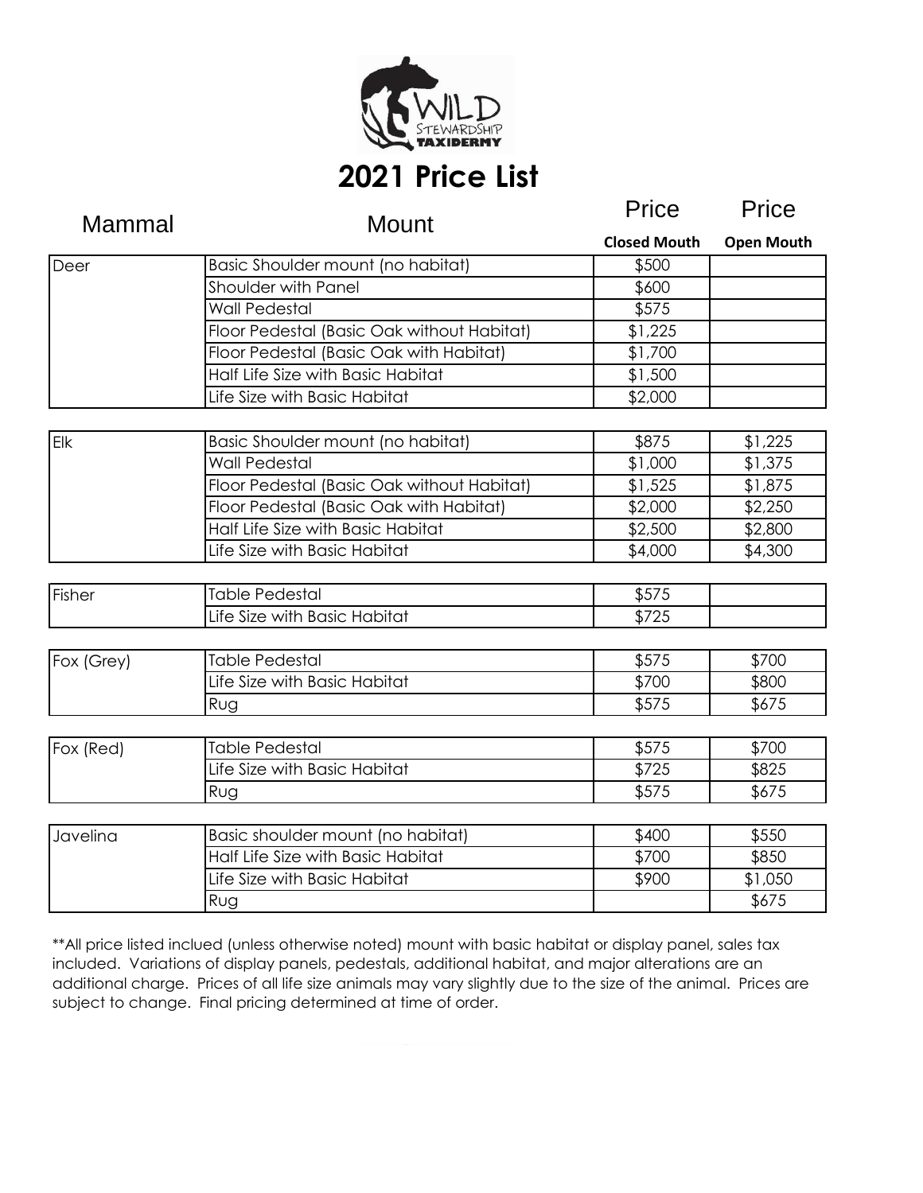# 2021 Price List

| Mammal | Mount | Price Closed Mouth | Price Open Mouth |
|---|---|---|---|
| Deer | Basic Shoulder mount (no habitat) | $500 | |
| | Shoulder with Panel | $600 | |
| | Wall Pedestal | $575 | |
| | Floor Pedestal (Basic Oak without Habitat) | $1,225 | |
| | Floor Pedestal (Basic Oak with Habitat) | $1,700 | |
| | Half Life Size with Basic Habitat | $1,500 | |
| | Life Size with Basic Habitat | $2,000 | |
| Elk | Basic Shoulder mount (no habitat) | $875 | $1,225 |
| | Wall Pedestal | $1,000 | $1,375 |
| | Floor Pedestal (Basic Oak without Habitat) | $1,525 | $1,875 |
| | Floor Pedestal (Basic Oak with Habitat) | $2,000 | $2,250 |
| | Half Life Size with Basic Habitat | $2,500 | $2,800 |
| | Life Size with Basic Habitat | $4,000 | $4,300 |
| Fisher | Table Pedestal | $575 | |
| | Life Size with Basic Habitat | $725 | |
| Fox (Grey) | Table Pedestal | $575 | $700 |
| | Life Size with Basic Habitat | $700 | $800 |
| | Rug | $575 | $675 |
| Fox (Red) | Table Pedestal | $575 | $700 |
| | Life Size with Basic Habitat | $725 | $825 |
| | Rug | $575 | $675 |
| Javelina | Basic shoulder mount (no habitat) | $400 | $550 |
| | Half Life Size with Basic Habitat | $700 | $850 |
| | Life Size with Basic Habitat | $900 | $1,050 |
| | Rug | | $675 |

**All price listed inclued (unless otherwise noted) mount with basic habitat or display panel, sales tax included. Variations of display panels, pedestals, additional habitat, and major alterations are an additional charge. Prices of all life size animals may vary slightly due to the size of the animal. Prices are subject to change. Final pricing determined at time of order.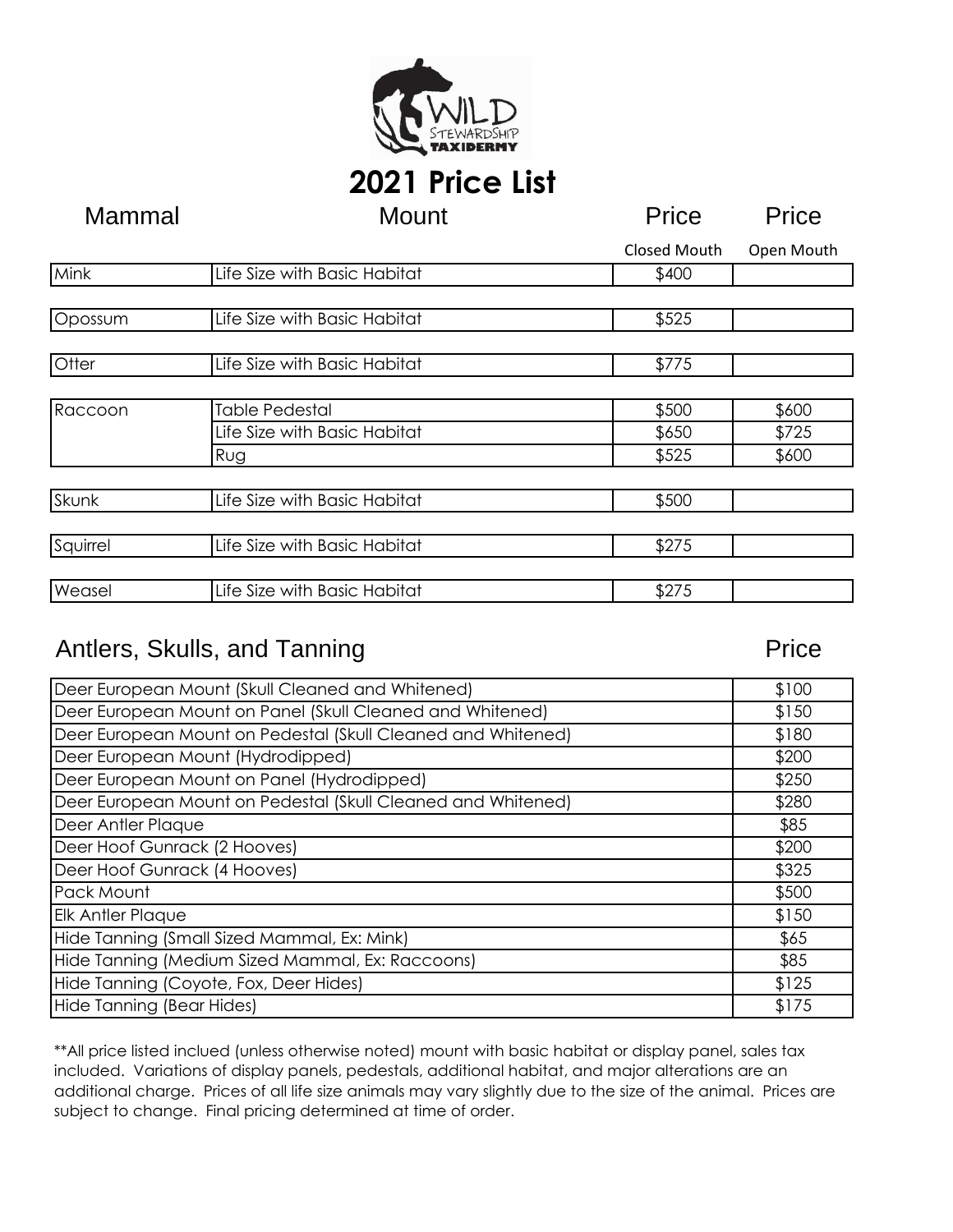# 2021 Price List

| Mammal | Mount | Price Closed Mouth | Price Open Mouth |
|---|---|---|---|
| Mink | Life Size with Basic Habitat | $400 | |
| Opossum | Life Size with Basic Habitat | $525 | |
| Otter | Life Size with Basic Habitat | $775 | |
| Raccoon | Table Pedestal | $500 | $600 |
| | Life Size with Basic Habitat | $650 | $725 |
| | Rug | $525 | $600 |
| Skunk | Life Size with Basic Habitat | $500 | |
| Squirrel | Life Size with Basic Habitat | $275 | |
| Weasel | Life Size with Basic Habitat | $275 | |

| Antlers, Skulls, and Tanning | Price |
|---|---|
| Deer European Mount (Skull Cleaned and Whitened) | $100 |
| Deer European Mount on Panel (Skull Cleaned and Whitened) | $150 |
| Deer European Mount on Pedestal (Skull Cleaned and Whitened) | $180 |
| Deer European Mount (Hydrodipped) | $200 |
| Deer European Mount on Panel (Hydrodipped) | $250 |
| Deer European Mount on Pedestal (Skull Cleaned and Whitened) | $280 |
| Deer Antler Plaque | $85 |
| Deer Hoof Gunrack (2 Hooves) | $200 |
| Deer Hoof Gunrack (4 Hooves) | $325 |
| Pack Mount | $500 |
| Elk Antler Plaque | $150 |
| Hide Tanning (Small Sized Mammal, Ex: Mink) | $65 |
| Hide Tanning (Medium Sized Mammal, Ex: Raccoons) | $85 |
| Hide Tanning (Coyote, Fox, Deer Hides) | $125 |
| Hide Tanning (Bear Hides) | $175 |

**All price listed inclued (unless otherwise noted) mount with basic habitat or display panel, sales tax included. Variations of display panels, pedestals, additional habitat, and major alterations are an additional charge. Prices of all life size animals may vary slightly due to the size of the animal. Prices are subject to change. Final pricing determined at time of order.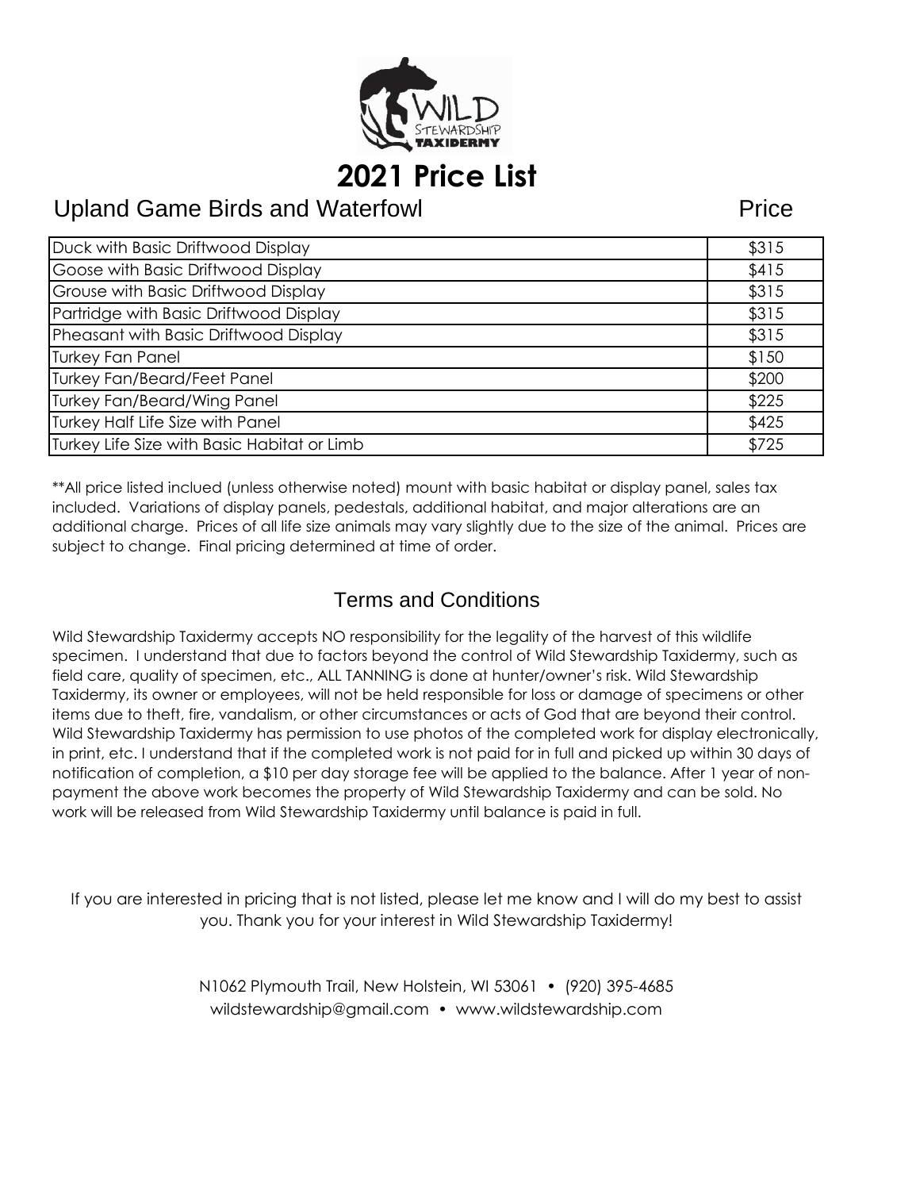# 2021 Price List

## Upland Game Birds and Waterfowl

| Upland Game Birds and Waterfowl | Price |
|---|---|
| Duck with Basic Driftwood Display | $315 |
| Goose with Basic Driftwood Display | $415 |
| Grouse with Basic Driftwood Display | $315 |
| Partridge with Basic Driftwood Display | $315 |
| Pheasant with Basic Driftwood Display | $315 |
| Turkey Fan Panel | $150 |
| Turkey Fan/Beard/Feet Panel | $200 |
| Turkey Fan/Beard/Wing Panel | $225 |
| Turkey Half Life Size with Panel | $425 |
| Turkey Life Size with Basic Habitat or Limb | $725 |

**All price listed inclued (unless otherwise noted) mount with basic habitat or display panel, sales tax included. Variations of display panels, pedestals, additional habitat, and major alterations are an additional charge. Prices of all life size animals may vary slightly due to the size of the animal. Prices are subject to change. Final pricing determined at time of order.

## Terms and Conditions

Wild Stewardship Taxidermy accepts NO responsibility for the legality of the harvest of this wildlife specimen. I understand that due to factors beyond the control of Wild Stewardship Taxidermy, such as field care, quality of specimen, etc., ALL TANNING is done at hunter/owner's risk. Wild Stewardship Taxidermy, its owner or employees, will not be held responsible for loss or damage of specimens or other items due to theft, fire, vandalism, or other circumstances or acts of God that are beyond their control. Wild Stewardship Taxidermy has permission to use photos of the completed work for display electronically, in print, etc. I understand that if the completed work is not paid for in full and picked up within 30 days of notification of completion, a $10 per day storage fee will be applied to the balance. After 1 year of non-payment the above work becomes the property of Wild Stewardship Taxidermy and can be sold. No work will be released from Wild Stewardship Taxidermy until balance is paid in full.

If you are interested in pricing that is not listed, please let me know and I will do my best to assist you. Thank you for your interest in Wild Stewardship Taxidermy!

N1062 Plymouth Trail, New Holstein, WI 53061 • (920) 395-4685
wildstewardship@gmail.com • www.wildstewardship.com